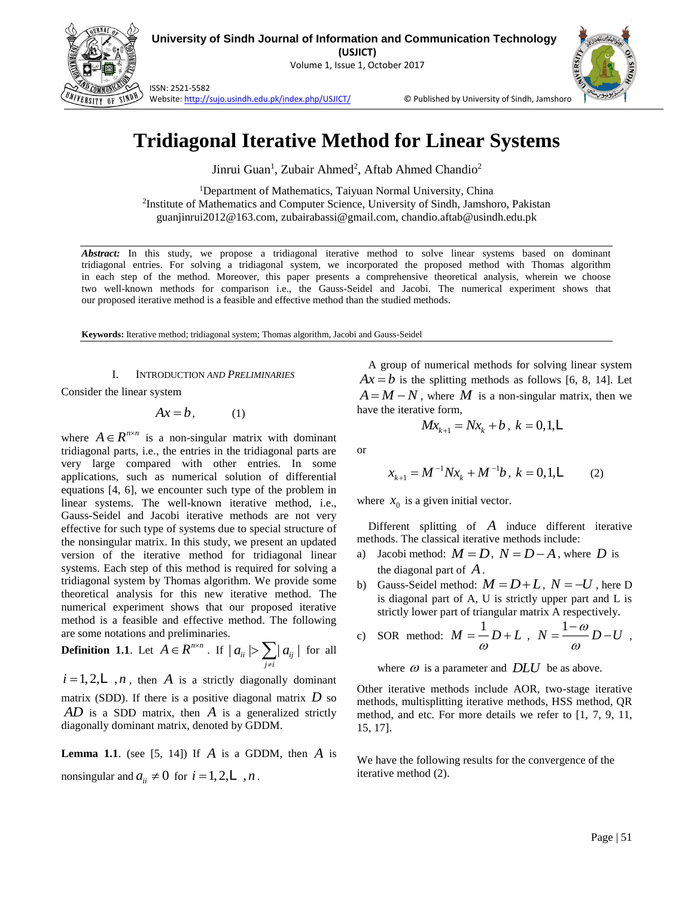# Tridiagonal Iterative Method for Linear Systems

Jinrui Guan[1], Zubair Ahmed[2], Aftab Ahmed Chandio[2]

[1]Department of Mathematics, Taiyuan Normal University, China
[2]Institute of Mathematics and Computer Science, University of Sindh, Jamshoro, Pakistan
guanjinrui2012@163.com, zubairabassi@gmail.com, chandio.aftab@usindh.edu.pk

***Abstract:*** In this study, we propose a tridiagonal iterative method to solve linear systems based on dominant tridiagonal entries. For solving a tridiagonal system, we incorporated the proposed method with Thomas algorithm in each step of the method. Moreover, this paper presents a comprehensive theoretical analysis, wherein we choose two well-known methods for comparison i.e., the Gauss-Seidel and Jacobi. The numerical experiment shows that our proposed iterative method is a feasible and effective method than the studied methods.

**Keywords:** Iterative method; tridiagonal system; Thomas algorithm, Jacobi and Gauss-Seidel

## I. Introduction *and Preliminaries*

Consider the linear system

$$Ax = b, \qquad (1)$$

where $A \in R^{n\times n}$ is a non-singular matrix with dominant tridiagonal parts, i.e., the entries in the tridiagonal parts are very large compared with other entries. In some applications, such as numerical solution of differential equations [4, 6], we encounter such type of the problem in linear systems. The well-known iterative method, i.e., Gauss-Seidel and Jacobi iterative methods are not very effective for such type of systems due to special structure of the nonsingular matrix. In this study, we present an updated version of the iterative method for tridiagonal linear systems. Each step of this method is required for solving a tridiagonal system by Thomas algorithm. We provide some theoretical analysis for this new iterative method. The numerical experiment shows that our proposed iterative method is a feasible and effective method. The following are some notations and preliminaries.

**Definition 1.1**. Let $A \in R^{n\times n}$. If $|a_{ii}| > \sum_{j\neq i} |a_{ij}|$ for all $i = 1, 2, \ldots, n$, then $A$ is a strictly diagonally dominant matrix (SDD). If there is a positive diagonal matrix $D$ so $AD$ is a SDD matrix, then $A$ is a generalized strictly diagonally dominant matrix, denoted by GDDM.

**Lemma 1.1**. (see [5, 14]) If $A$ is a GDDM, then $A$ is nonsingular and $a_{ii} \neq 0$ for $i = 1, 2, \ldots, n$.

A group of numerical methods for solving linear system $Ax = b$ is the splitting methods as follows [6, 8, 14]. Let $A = M - N$, where $M$ is a non-singular matrix, then we have the iterative form,

$$Mx_{k+1} = Nx_k + b, \; k = 0, 1, \ldots$$

or

$$x_{k+1} = M^{-1}Nx_k + M^{-1}b, \; k = 0, 1, \ldots \qquad (2)$$

where $x_0$ is a given initial vector.

Different splitting of $A$ induce different iterative methods. The classical iterative methods include:

a) Jacobi method: $M = D$, $N = D - A$, where $D$ is the diagonal part of $A$.
b) Gauss-Seidel method: $M = D + L$, $N = -U$, here D is diagonal part of A, U is strictly upper part and L is strictly lower part of triangular matrix A respectively.
c) SOR method: $M = \frac{1}{\omega} D + L$, $N = \frac{1-\omega}{\omega} D - U$, where $\omega$ is a parameter and $DLU$ be as above.

Other iterative methods include AOR, two-stage iterative methods, multisplitting iterative methods, HSS method, QR method, and etc. For more details we refer to [1, 7, 9, 11, 15, 17].

We have the following results for the convergence of the iterative method (2).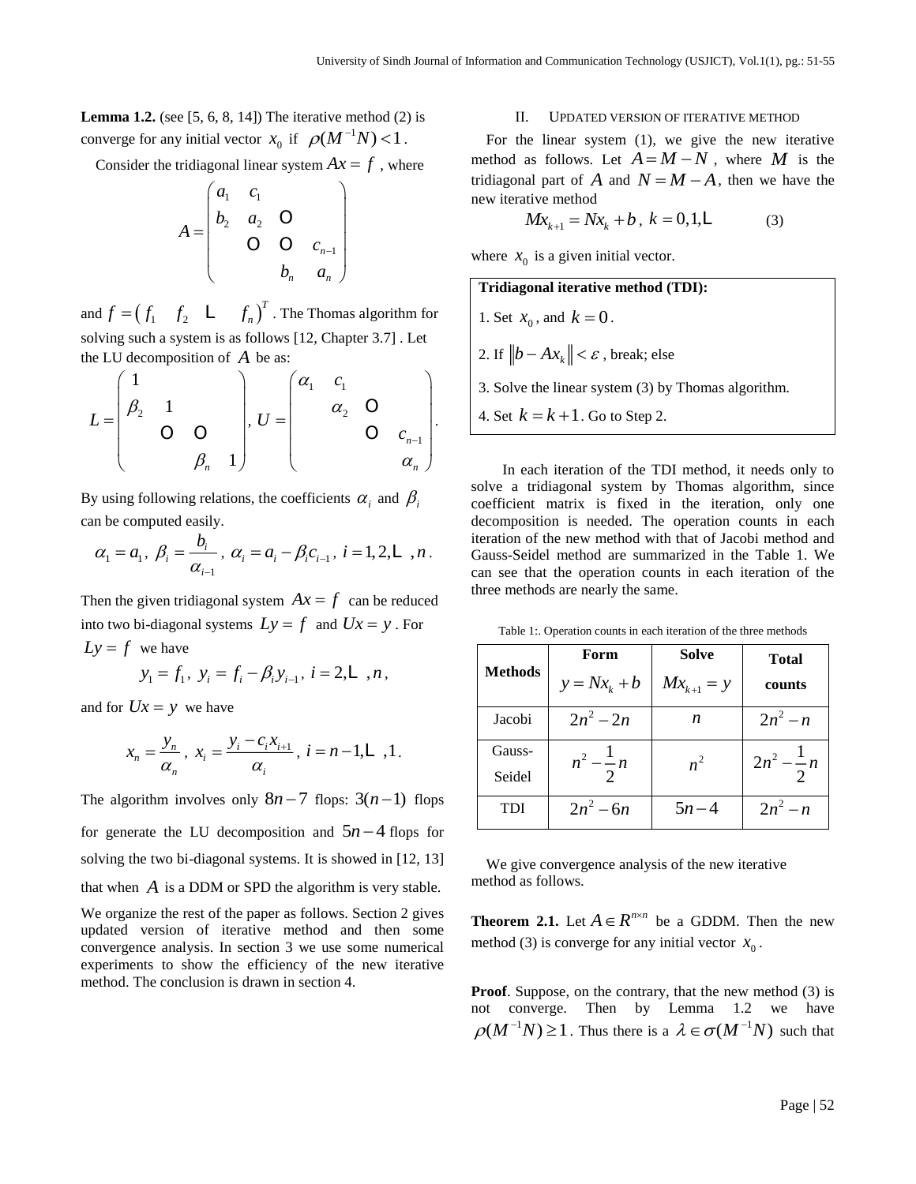**Lemma 1.2.** (see [5, 6, 8, 14]) The iterative method (2) is converge for any initial vector $x_0$ if $\rho(M^{-1}N) < 1$.

Consider the tridiagonal linear system $Ax = f$, where

$$A = \begin{pmatrix} a_1 & c_1 & & \\ b_2 & a_2 & \ddots & \\ & \ddots & \ddots & c_{n-1} \\ & & b_n & a_n \end{pmatrix}$$

and $f = \begin{pmatrix} f_1 & f_2 & \cdots & f_n \end{pmatrix}^T$. The Thomas algorithm for solving such a system is as follows [12, Chapter 3.7]. Let the LU decomposition of $A$ be as:

$$L = \begin{pmatrix} 1 & & & \\ \beta_2 & 1 & & \\ & \ddots & \ddots & \\ & & \beta_n & 1 \end{pmatrix}, \; U = \begin{pmatrix} \alpha_1 & c_1 & & \\ & \alpha_2 & \ddots & \\ & & \ddots & c_{n-1} \\ & & & \alpha_n \end{pmatrix}.$$

By using following relations, the coefficients $\alpha_i$ and $\beta_i$ can be computed easily.

$$\alpha_1 = a_1, \; \beta_i = \frac{b_i}{\alpha_{i-1}}, \; \alpha_i = a_i - \beta_i c_{i-1}, \; i = 1, 2, \cdots, n.$$

Then the given tridiagonal system $Ax = f$ can be reduced into two bi-diagonal systems $Ly = f$ and $Ux = y$. For $Ly = f$ we have

$$y_1 = f_1, \; y_i = f_i - \beta_i y_{i-1}, \; i = 2, \cdots, n,$$

and for $Ux = y$ we have

$$x_n = \frac{y_n}{\alpha_n}, \; x_i = \frac{y_i - c_i x_{i+1}}{\alpha_i}, \; i = n-1, \cdots, 1.$$

The algorithm involves only $8n-7$ flops: $3(n-1)$ flops for generate the LU decomposition and $5n-4$ flops for solving the two bi-diagonal systems. It is showed in [12, 13] that when $A$ is a DDM or SPD the algorithm is very stable.

We organize the rest of the paper as follows. Section 2 gives updated version of iterative method and then some convergence analysis. In section 3 we use some numerical experiments to show the efficiency of the new iterative method. The conclusion is drawn in section 4.

## II. UPDATED VERSION OF ITERATIVE METHOD

For the linear system (1), we give the new iterative method as follows. Let $A = M - N$, where $M$ is the tridiagonal part of $A$ and $N = M - A$, then we have the new iterative method

$$Mx_{k+1} = Nx_k + b, \; k = 0, 1, \cdots \qquad (3)$$

where $x_0$ is a given initial vector.

**Tridiagonal iterative method (TDI):**

1. Set $x_0$, and $k = 0$.
2. If $\|b - Ax_k\| < \varepsilon$, break; else
3. Solve the linear system (3) by Thomas algorithm.
4. Set $k = k + 1$. Go to Step 2.

In each iteration of the TDI method, it needs only to solve a tridiagonal system by Thomas algorithm, since coefficient matrix is fixed in the iteration, only one decomposition is needed. The operation counts in each iteration of the new method with that of Jacobi method and Gauss-Seidel method are summarized in the Table 1. We can see that the operation counts in each iteration of the three methods are nearly the same.

Table 1:. Operation counts in each iteration of the three methods

| Methods | Form $y = Nx_k + b$ | Solve $Mx_{k+1} = y$ | Total counts |
|---|---|---|---|
| Jacobi | $2n^2 - 2n$ | $n$ | $2n^2 - n$ |
| Gauss-Seidel | $n^2 - \frac{1}{2}n$ | $n^2$ | $2n^2 - \frac{1}{2}n$ |
| TDI | $2n^2 - 6n$ | $5n - 4$ | $2n^2 - n$ |

We give convergence analysis of the new iterative method as follows.

**Theorem 2.1.** Let $A \in R^{n \times n}$ be a GDDM. Then the new method (3) is converge for any initial vector $x_0$.

**Proof**. Suppose, on the contrary, that the new method (3) is not converge. Then by Lemma 1.2 we have $\rho(M^{-1}N) \geq 1$. Thus there is a $\lambda \in \sigma(M^{-1}N)$ such that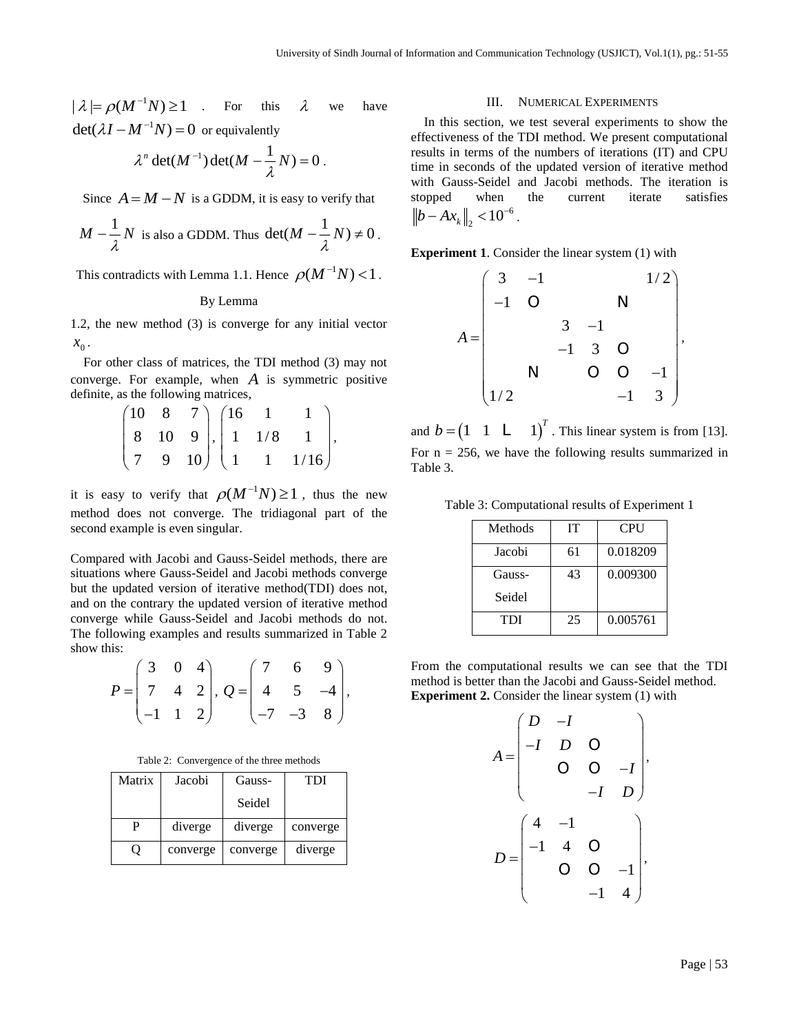$|\lambda| = \rho(M^{-1}N) \geq 1$ . For this $\lambda$ we have $\det(\lambda I - M^{-1}N) = 0$ or equivalently

$$\lambda^n \det(M^{-1}) \det(M - \frac{1}{\lambda} N) = 0 .$$

Since $A = M - N$ is a GDDM, it is easy to verify that

$M - \frac{1}{\lambda} N$ is also a GDDM. Thus $\det(M - \frac{1}{\lambda} N) \neq 0$ .

This contradicts with Lemma 1.1. Hence $\rho(M^{-1}N) < 1$ .

By Lemma 1.2, the new method (3) is converge for any initial vector $x_0$ .

For other class of matrices, the TDI method (3) may not converge. For example, when $A$ is symmetric positive definite, as the following matrices,

$$\begin{pmatrix} 10 & 8 & 7 \\ 8 & 10 & 9 \\ 7 & 9 & 10 \end{pmatrix}, \begin{pmatrix} 16 & 1 & 1 \\ 1 & 1/8 & 1 \\ 1 & 1 & 1/16 \end{pmatrix},$$

it is easy to verify that $\rho(M^{-1}N) \geq 1$ , thus the new method does not converge. The tridiagonal part of the second example is even singular.

Compared with Jacobi and Gauss-Seidel methods, there are situations where Gauss-Seidel and Jacobi methods converge but the updated version of iterative method(TDI) does not, and on the contrary the updated version of iterative method converge while Gauss-Seidel and Jacobi methods do not. The following examples and results summarized in Table 2 show this:

$$P = \begin{pmatrix} 3 & 0 & 4 \\ 7 & 4 & 2 \\ -1 & 1 & 2 \end{pmatrix}, Q = \begin{pmatrix} 7 & 6 & 9 \\ 4 & 5 & -4 \\ -7 & -3 & 8 \end{pmatrix},$$

Table 2: Convergence of the three methods

| Matrix | Jacobi | Gauss-Seidel | TDI |
| --- | --- | --- | --- |
| P | diverge | diverge | converge |
| Q | converge | converge | diverge |

## III. Numerical Experiments

In this section, we test several experiments to show the effectiveness of the TDI method. We present computational results in terms of the numbers of iterations (IT) and CPU time in seconds of the updated version of iterative method with Gauss-Seidel and Jacobi methods. The iteration is stopped when the current iterate satisfies $\|b - Ax_k\|_2 < 10^{-6}$ .

**Experiment 1**. Consider the linear system (1) with

$$A = \begin{pmatrix} 3 & -1 & & & & 1/2 \\ -1 & \ddots & & & \ddots & \\ & & 3 & -1 & & \\ & & -1 & 3 & \ddots & \\ & \ddots & & \ddots & \ddots & -1 \\ 1/2 & & & & -1 & 3 \end{pmatrix},$$

and $b = \begin{pmatrix} 1 & 1 & \cdots & 1 \end{pmatrix}^T$ . This linear system is from [13]. For n = 256, we have the following results summarized in Table 3.

Table 3: Computational results of Experiment 1

| Methods | IT | CPU |
| --- | --- | --- |
| Jacobi | 61 | 0.018209 |
| Gauss-Seidel | 43 | 0.009300 |
| TDI | 25 | 0.005761 |

From the computational results we can see that the TDI method is better than the Jacobi and Gauss-Seidel method.

**Experiment 2.** Consider the linear system (1) with

$$A = \begin{pmatrix} D & -I & & \\ -I & D & \ddots & \\ & \ddots & \ddots & -I \\ & & -I & D \end{pmatrix},$$

$$D = \begin{pmatrix} 4 & -1 & & \\ -1 & 4 & \ddots & \\ & \ddots & \ddots & -1 \\ & & -1 & 4 \end{pmatrix},$$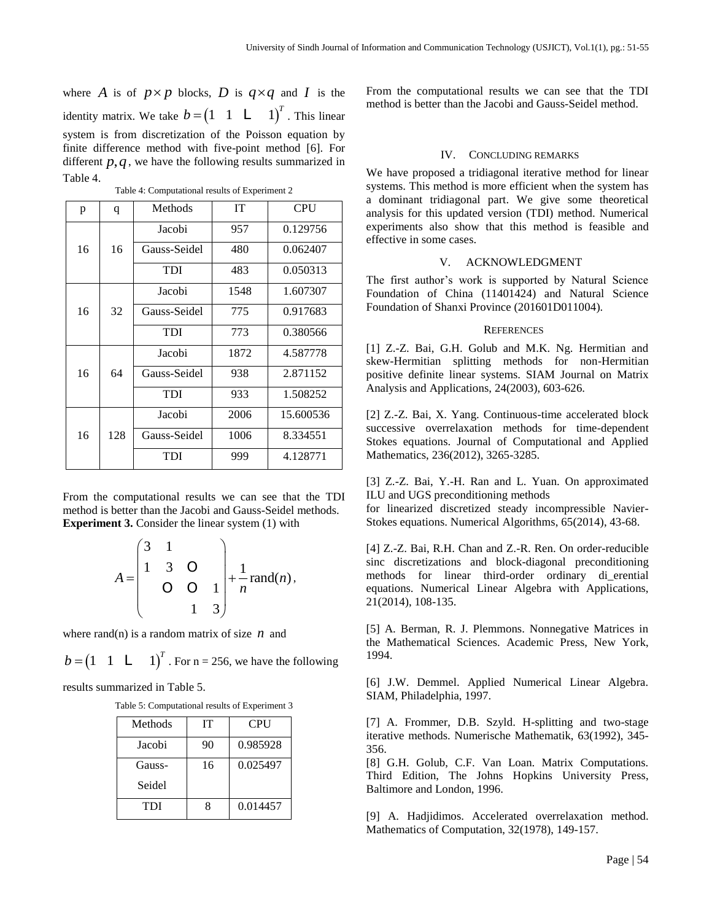where $A$ is of $p \times p$ blocks, $D$ is $q \times q$ and $I$ is the identity matrix. We take $b = (1 \quad 1 \quad \cdots \quad 1)^T$. This linear system is from discretization of the Poisson equation by finite difference method with five-point method [6]. For different $p, q$, we have the following results summarized in Table 4.

Table 4: Computational results of Experiment 2

| p | q | Methods | IT | CPU |
|---|---|---|---|---|
| 16 | 16 | Jacobi | 957 | 0.129756 |
| | | Gauss-Seidel | 480 | 0.062407 |
| | | TDI | 483 | 0.050313 |
| 16 | 32 | Jacobi | 1548 | 1.607307 |
| | | Gauss-Seidel | 775 | 0.917683 |
| | | TDI | 773 | 0.380566 |
| 16 | 64 | Jacobi | 1872 | 4.587778 |
| | | Gauss-Seidel | 938 | 2.871152 |
| | | TDI | 933 | 1.508252 |
| 16 | 128 | Jacobi | 2006 | 15.600536 |
| | | Gauss-Seidel | 1006 | 8.334551 |
| | | TDI | 999 | 4.128771 |

From the computational results we can see that the TDI method is better than the Jacobi and Gauss-Seidel methods.

**Experiment 3.** Consider the linear system (1) with

$$A = \begin{pmatrix} 3 & 1 & & \\ 1 & 3 & \ddots & \\ & \ddots & \ddots & 1 \\ & & 1 & 3 \end{pmatrix} + \frac{1}{n}\text{rand}(n),$$

where rand(n) is a random matrix of size $n$ and

$b = (1 \quad 1 \quad \cdots \quad 1)^T$. For n = 256, we have the following results summarized in Table 5.

Table 5: Computational results of Experiment 3

| Methods | IT | CPU |
|---|---|---|
| Jacobi | 90 | 0.985928 |
| Gauss-Seidel | 16 | 0.025497 |
| TDI | 8 | 0.014457 |

From the computational results we can see that the TDI method is better than the Jacobi and Gauss-Seidel method.

## IV. Concluding remarks

We have proposed a tridiagonal iterative method for linear systems. This method is more efficient when the system has a dominant tridiagonal part. We give some theoretical analysis for this updated version (TDI) method. Numerical experiments also show that this method is feasible and effective in some cases.

## V. Acknowledgment

The first author's work is supported by Natural Science Foundation of China (11401424) and Natural Science Foundation of Shanxi Province (201601D011004).

## References

[1] Z.-Z. Bai, G.H. Golub and M.K. Ng. Hermitian and skew-Hermitian splitting methods for non-Hermitian positive definite linear systems. SIAM Journal on Matrix Analysis and Applications, 24(2003), 603-626.

[2] Z.-Z. Bai, X. Yang. Continuous-time accelerated block successive overrelaxation methods for time-dependent Stokes equations. Journal of Computational and Applied Mathematics, 236(2012), 3265-3285.

[3] Z.-Z. Bai, Y.-H. Ran and L. Yuan. On approximated ILU and UGS preconditioning methods for linearized discretized steady incompressible Navier-Stokes equations. Numerical Algorithms, 65(2014), 43-68.

[4] Z.-Z. Bai, R.H. Chan and Z.-R. Ren. On order-reducible sinc discretizations and block-diagonal preconditioning methods for linear third-order ordinary di_erential equations. Numerical Linear Algebra with Applications, 21(2014), 108-135.

[5] A. Berman, R. J. Plemmons. Nonnegative Matrices in the Mathematical Sciences. Academic Press, New York, 1994.

[6] J.W. Demmel. Applied Numerical Linear Algebra. SIAM, Philadelphia, 1997.

[7] A. Frommer, D.B. Szyld. H-splitting and two-stage iterative methods. Numerische Mathematik, 63(1992), 345-356.

[8] G.H. Golub, C.F. Van Loan. Matrix Computations. Third Edition, The Johns Hopkins University Press, Baltimore and London, 1996.

[9] A. Hadjidimos. Accelerated overrelaxation method. Mathematics of Computation, 32(1978), 149-157.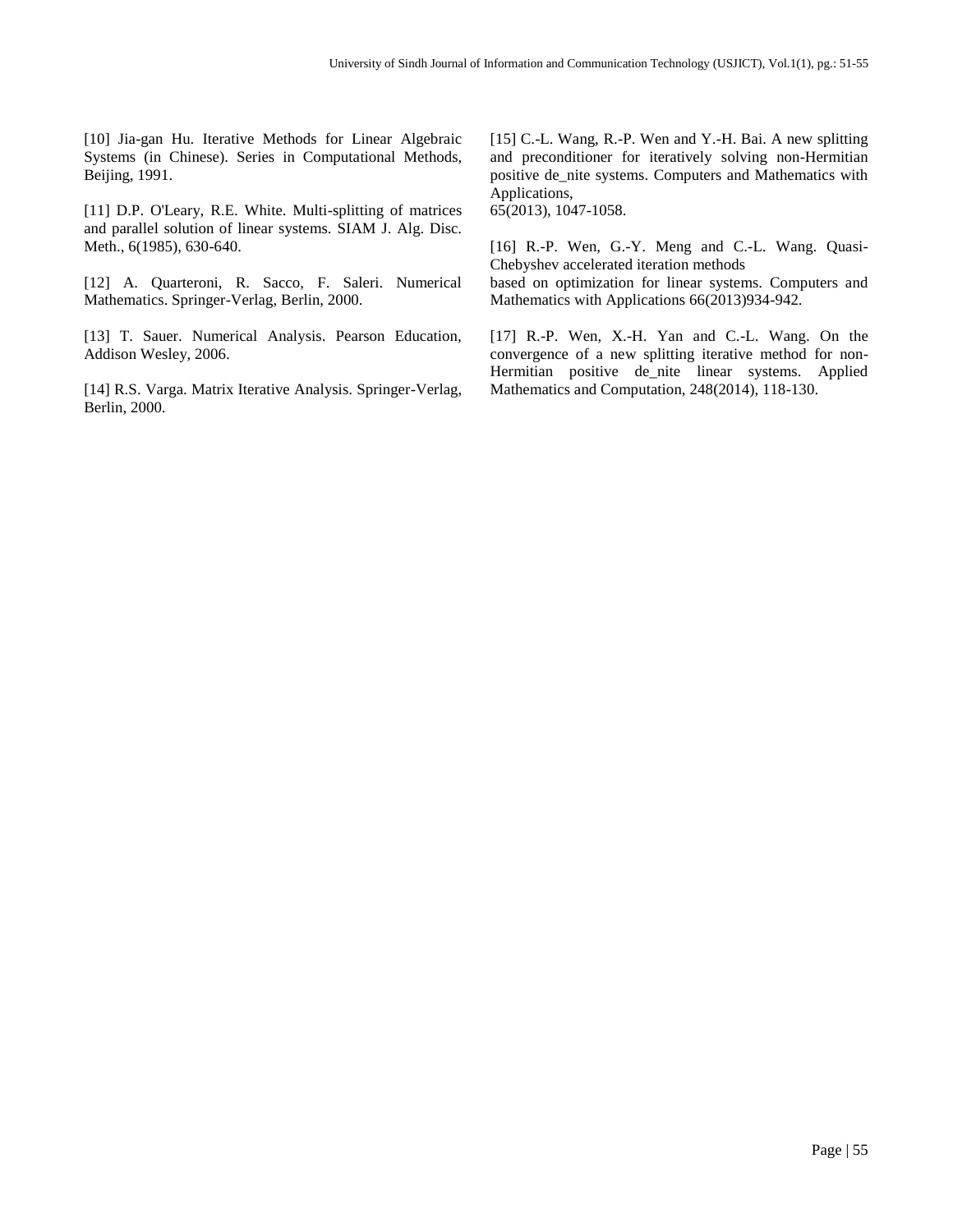[10] Jia-gan Hu. Iterative Methods for Linear Algebraic Systems (in Chinese). Series in Computational Methods, Beijing, 1991.

[11] D.P. O'Leary, R.E. White. Multi-splitting of matrices and parallel solution of linear systems. SIAM J. Alg. Disc. Meth., 6(1985), 630-640.

[12] A. Quarteroni, R. Sacco, F. Saleri. Numerical Mathematics. Springer-Verlag, Berlin, 2000.

[13] T. Sauer. Numerical Analysis. Pearson Education, Addison Wesley, 2006.

[14] R.S. Varga. Matrix Iterative Analysis. Springer-Verlag, Berlin, 2000.

[15] C.-L. Wang, R.-P. Wen and Y.-H. Bai. A new splitting and preconditioner for iteratively solving non-Hermitian positive de_nite systems. Computers and Mathematics with Applications,
65(2013), 1047-1058.

[16] R.-P. Wen, G.-Y. Meng and C.-L. Wang. Quasi-Chebyshev accelerated iteration methods
based on optimization for linear systems. Computers and Mathematics with Applications 66(2013)934-942.

[17] R.-P. Wen, X.-H. Yan and C.-L. Wang. On the convergence of a new splitting iterative method for non-Hermitian positive de_nite linear systems. Applied Mathematics and Computation, 248(2014), 118-130.